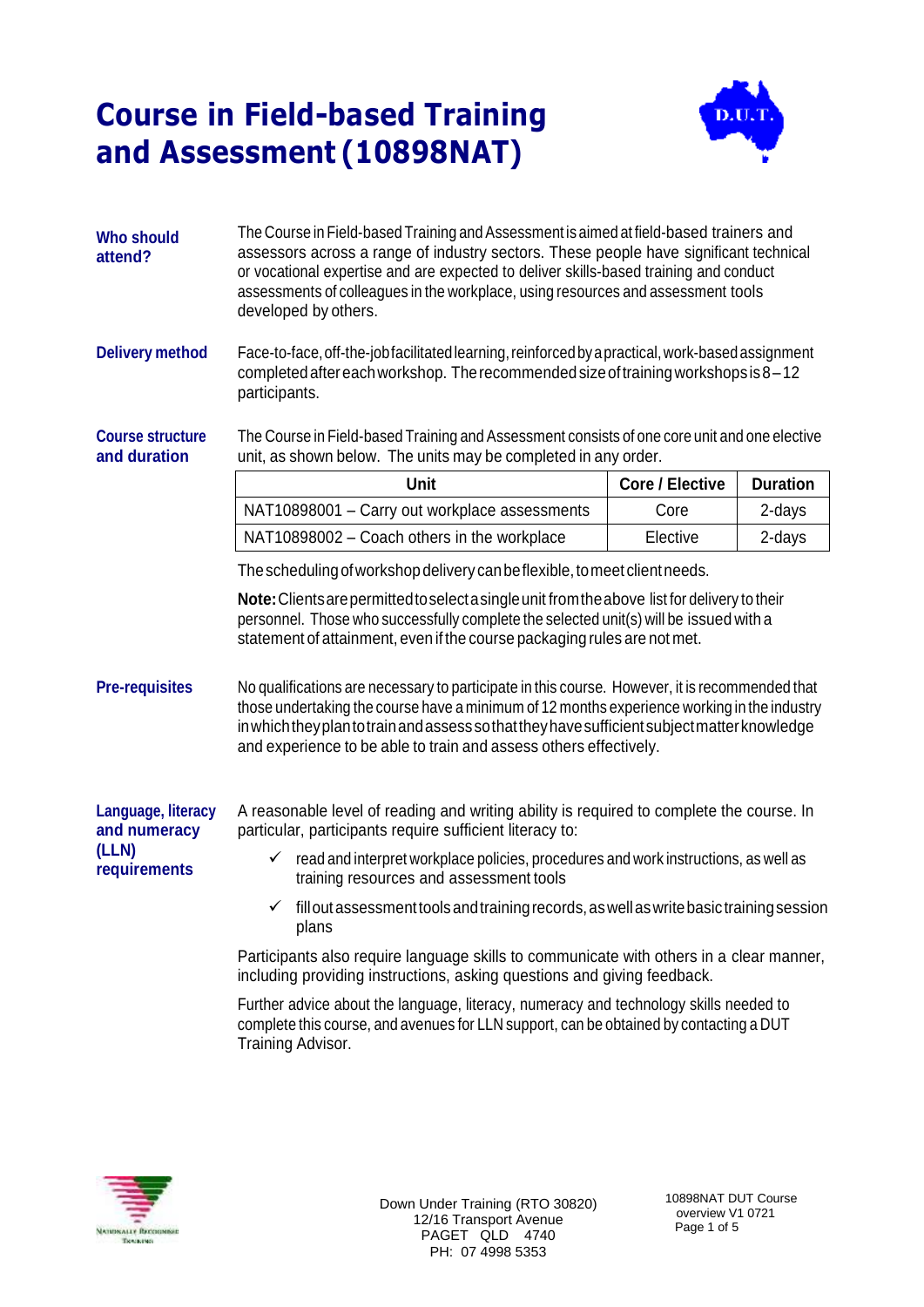# Course in Field-based Training and Assessment (10898NAT)

**Who should attend?**

The Course in Field-based Training and Assessment is aimed at field-based trainers and assessors across a range of industry sectors. These people have significant technical or vocational expertise and are expected to deliver skills-based training and conduct assessments of colleagues in the workplace, using resources and assessment tools developed by others.

**Delivery method**

Face-to-face, off-the-job facilitated learning, reinforced by a practical, work-based assignment completed after each workshop. The recommended size of training workshops is 8 – 12 participants.

**Course structure and duration**

The Course in Field-based Training and Assessment consists of one core unit and one elective unit, as shown below. The units may be completed in any order.

| Unit | Core / Elective | Duration |
|---|---|---|
| NAT10898001 – Carry out workplace assessments | Core | 2-days |
| NAT10898002 – Coach others in the workplace | Elective | 2-days |

The scheduling of workshop delivery can be flexible, to meet client needs.

**Note:** Clients are permitted to select a single unit from the above list for delivery to their personnel. Those who successfully complete the selected unit(s) will be issued with a statement of attainment, even if the course packaging rules are not met.

**Pre-requisites**

No qualifications are necessary to participate in this course. However, it is recommended that those undertaking the course have a minimum of 12 months experience working in the industry in which they plan to train and assess so that they have sufficient subject matter knowledge and experience to be able to train and assess others effectively.

**Language, literacy and numeracy (LLN) requirements**

A reasonable level of reading and writing ability is required to complete the course. In particular, participants require sufficient literacy to:

- ✓ read and interpret workplace policies, procedures and work instructions, as well as training resources and assessment tools
- ✓ fill out assessment tools and training records, as well as write basic training session plans

Participants also require language skills to communicate with others in a clear manner, including providing instructions, asking questions and giving feedback.

Further advice about the language, literacy, numeracy and technology skills needed to complete this course, and avenues for LLN support, can be obtained by contacting a DUT Training Advisor.

Down Under Training (RTO 30820)
12/16 Transport Avenue
PAGET QLD 4740
PH: 07 4998 5353

10898NAT DUT Course overview V1 0721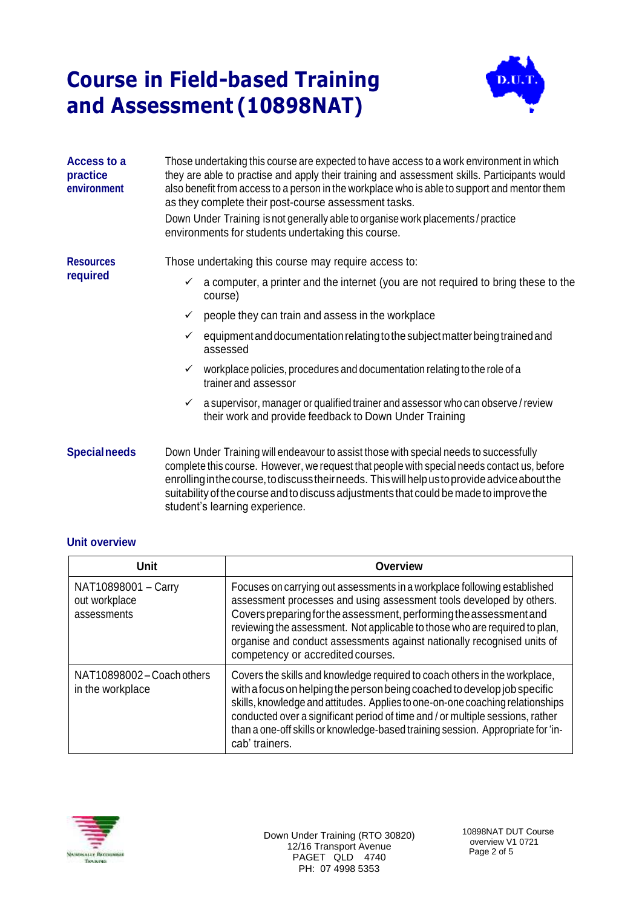# Course in Field-based Training and Assessment (10898NAT)

**Access to a practice environment**

Those undertaking this course are expected to have access to a work environment in which they are able to practise and apply their training and assessment skills. Participants would also benefit from access to a person in the workplace who is able to support and mentor them as they complete their post-course assessment tasks.

Down Under Training is not generally able to organise work placements / practice environments for students undertaking this course.

**Resources required**

Those undertaking this course may require access to:

- ✓ a computer, a printer and the internet (you are not required to bring these to the course)
- ✓ people they can train and assess in the workplace
- ✓ equipment and documentation relating to the subject matter being trained and assessed
- ✓ workplace policies, procedures and documentation relating to the role of a trainer and assessor
- ✓ a supervisor, manager or qualified trainer and assessor who can observe / review their work and provide feedback to Down Under Training

**Special needs**

Down Under Training will endeavour to assist those with special needs to successfully complete this course. However, we request that people with special needs contact us, before enrolling in the course, to discuss their needs. This will help us to provide advice about the suitability of the course and to discuss adjustments that could be made to improve the student's learning experience.

**Unit overview**

| Unit | Overview |
|---|---|
| NAT10898001 – Carry out workplace assessments | Focuses on carrying out assessments in a workplace following established assessment processes and using assessment tools developed by others. Covers preparing for the assessment, performing the assessment and reviewing the assessment. Not applicable to those who are required to plan, organise and conduct assessments against nationally recognised units of competency or accredited courses. |
| NAT10898002 – Coach others in the workplace | Covers the skills and knowledge required to coach others in the workplace, with a focus on helping the person being coached to develop job specific skills, knowledge and attitudes. Applies to one-on-one coaching relationships conducted over a significant period of time and / or multiple sessions, rather than a one-off skills or knowledge-based training session. Appropriate for 'in-cab' trainers. |

Down Under Training (RTO 30820)
12/16 Transport Avenue
PAGET QLD 4740
PH: 07 4998 5353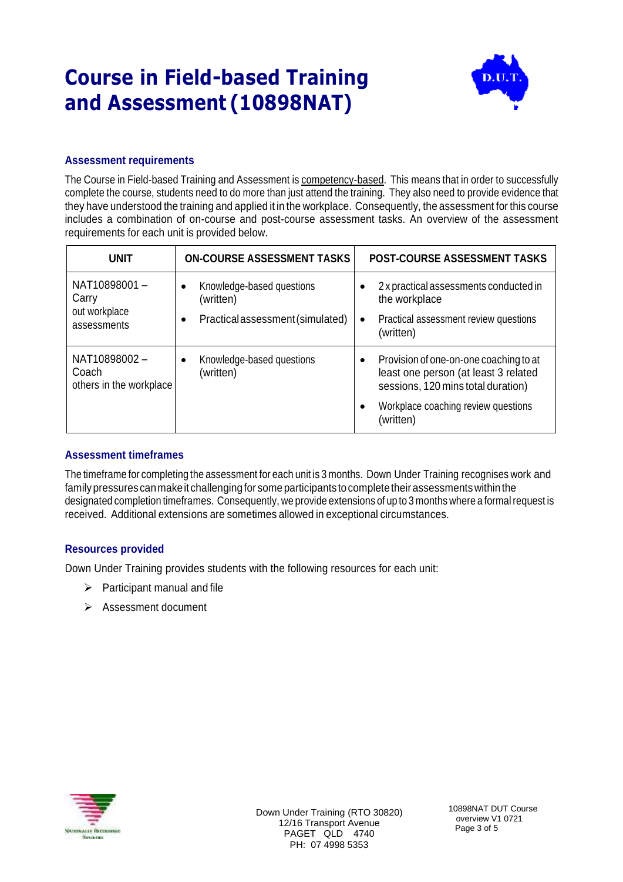# Course in Field-based Training and Assessment (10898NAT)

### Assessment requirements

The Course in Field-based Training and Assessment is competency-based. This means that in order to successfully complete the course, students need to do more than just attend the training. They also need to provide evidence that they have understood the training and applied it in the workplace. Consequently, the assessment for this course includes a combination of on-course and post-course assessment tasks. An overview of the assessment requirements for each unit is provided below.

| UNIT | ON-COURSE ASSESSMENT TASKS | POST-COURSE ASSESSMENT TASKS |
|---|---|---|
| NAT10898001 – Carry out workplace assessments | • Knowledge-based questions (written)<br>• Practical assessment (simulated) | • 2 x practical assessments conducted in the workplace<br>• Practical assessment review questions (written) |
| NAT10898002 – Coach others in the workplace | • Knowledge-based questions (written) | • Provision of one-on-one coaching to at least one person (at least 3 related sessions, 120 mins total duration)<br>• Workplace coaching review questions (written) |

### Assessment timeframes

The timeframe for completing the assessment for each unit is 3 months. Down Under Training recognises work and family pressures can make it challenging for some participants to complete their assessments within the designated completion timeframes. Consequently, we provide extensions of up to 3 months where a formal request is received. Additional extensions are sometimes allowed in exceptional circumstances.

### Resources provided

Down Under Training provides students with the following resources for each unit:

- Participant manual and file
- Assessment document

Down Under Training (RTO 30820)
12/16 Transport Avenue
PAGET QLD 4740
PH: 07 4998 5353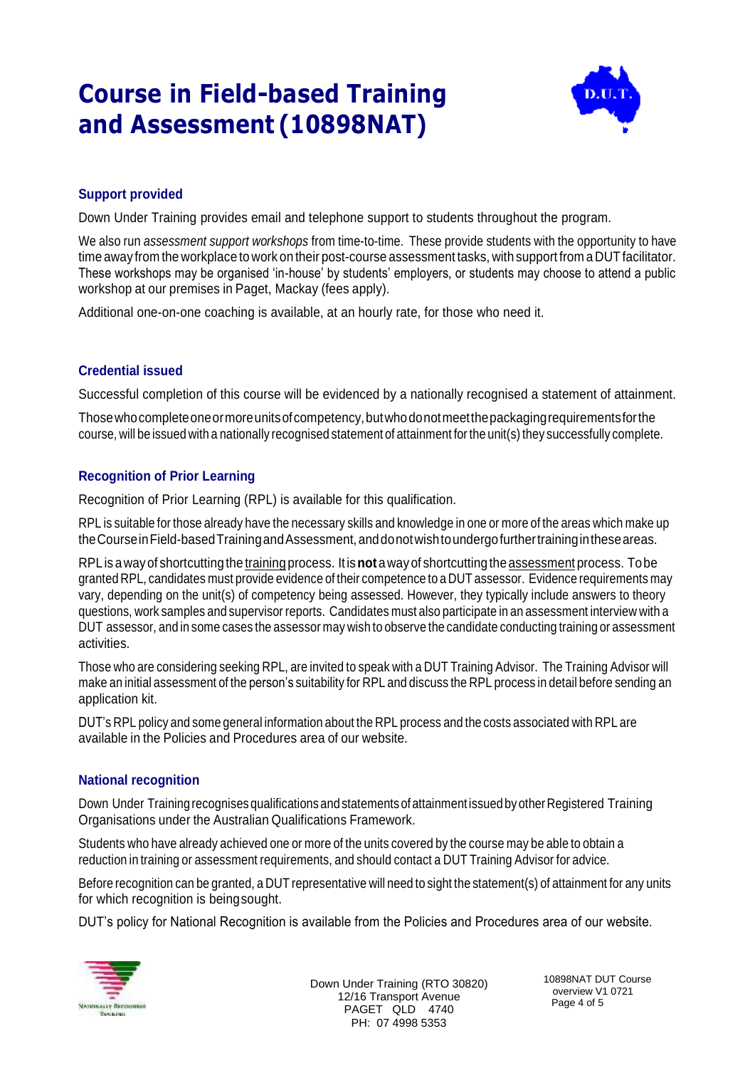# Course in Field-based Training and Assessment (10898NAT)

### Support provided

Down Under Training provides email and telephone support to students throughout the program.

We also run *assessment support workshops* from time-to-time. These provide students with the opportunity to have time away from the workplace to work on their post-course assessment tasks, with support from a DUT facilitator. These workshops may be organised 'in-house' by students' employers, or students may choose to attend a public workshop at our premises in Paget, Mackay (fees apply).

Additional one-on-one coaching is available, at an hourly rate, for those who need it.

### Credential issued

Successful completion of this course will be evidenced by a nationally recognised a statement of attainment.

Those who complete one or more units of competency, but who do not meet the packaging requirements for the course, will be issued with a nationally recognised statement of attainment for the unit(s) they successfully complete.

### Recognition of Prior Learning

Recognition of Prior Learning (RPL) is available for this qualification.

RPL is suitable for those already have the necessary skills and knowledge in one or more of the areas which make up the Course in Field-based Training and Assessment, and do not wish to undergo further training in these areas.

RPL is a way of shortcutting the <u>training</u> process. It is **not** a way of shortcutting the <u>assessment</u> process. To be granted RPL, candidates must provide evidence of their competence to a DUT assessor. Evidence requirements may vary, depending on the unit(s) of competency being assessed. However, they typically include answers to theory questions, work samples and supervisor reports. Candidates must also participate in an assessment interview with a DUT assessor, and in some cases the assessor may wish to observe the candidate conducting training or assessment activities.

Those who are considering seeking RPL, are invited to speak with a DUT Training Advisor. The Training Advisor will make an initial assessment of the person's suitability for RPL and discuss the RPL process in detail before sending an application kit.

DUT's RPL policy and some general information about the RPL process and the costs associated with RPL are available in the Policies and Procedures area of our website.

### National recognition

Down Under Training recognises qualifications and statements of attainment issued by other Registered Training Organisations under the Australian Qualifications Framework.

Students who have already achieved one or more of the units covered by the course may be able to obtain a reduction in training or assessment requirements, and should contact a DUT Training Advisor for advice.

Before recognition can be granted, a DUT representative will need to sight the statement(s) of attainment for any units for which recognition is being sought.

DUT's policy for National Recognition is available from the Policies and Procedures area of our website.

Down Under Training (RTO 30820)
12/16 Transport Avenue
PAGET QLD 4740
PH: 07 4998 5353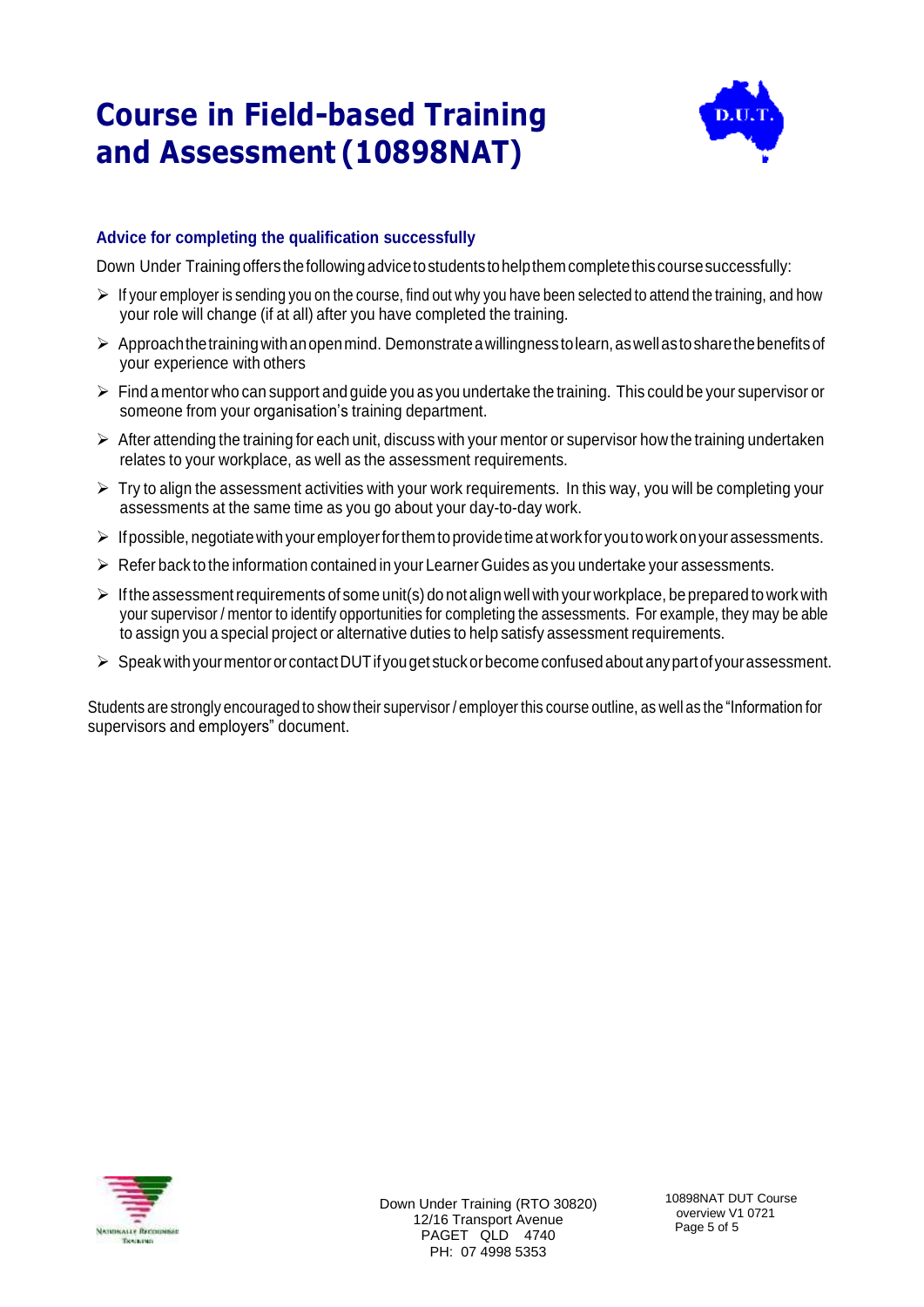# Course in Field-based Training and Assessment (10898NAT)

### Advice for completing the qualification successfully

Down Under Training offers the following advice to students to help them complete this course successfully:

- If your employer is sending you on the course, find out why you have been selected to attend the training, and how your role will change (if at all) after you have completed the training.
- Approach the training with an open mind. Demonstrate a willingness to learn, as well as to share the benefits of your experience with others
- Find a mentor who can support and guide you as you undertake the training. This could be your supervisor or someone from your organisation's training department.
- After attending the training for each unit, discuss with your mentor or supervisor how the training undertaken relates to your workplace, as well as the assessment requirements.
- Try to align the assessment activities with your work requirements. In this way, you will be completing your assessments at the same time as you go about your day-to-day work.
- If possible, negotiate with your employer for them to provide time at work for you to work on your assessments.
- Refer back to the information contained in your Learner Guides as you undertake your assessments.
- If the assessment requirements of some unit(s) do not align well with your workplace, be prepared to work with your supervisor / mentor to identify opportunities for completing the assessments. For example, they may be able to assign you a special project or alternative duties to help satisfy assessment requirements.
- Speak with your mentor or contact DUT if you get stuck or become confused about any part of your assessment.

Students are strongly encouraged to show their supervisor / employer this course outline, as well as the "Information for supervisors and employers" document.

Down Under Training (RTO 30820)
12/16 Transport Avenue
PAGET QLD 4740
PH: 07 4998 5353